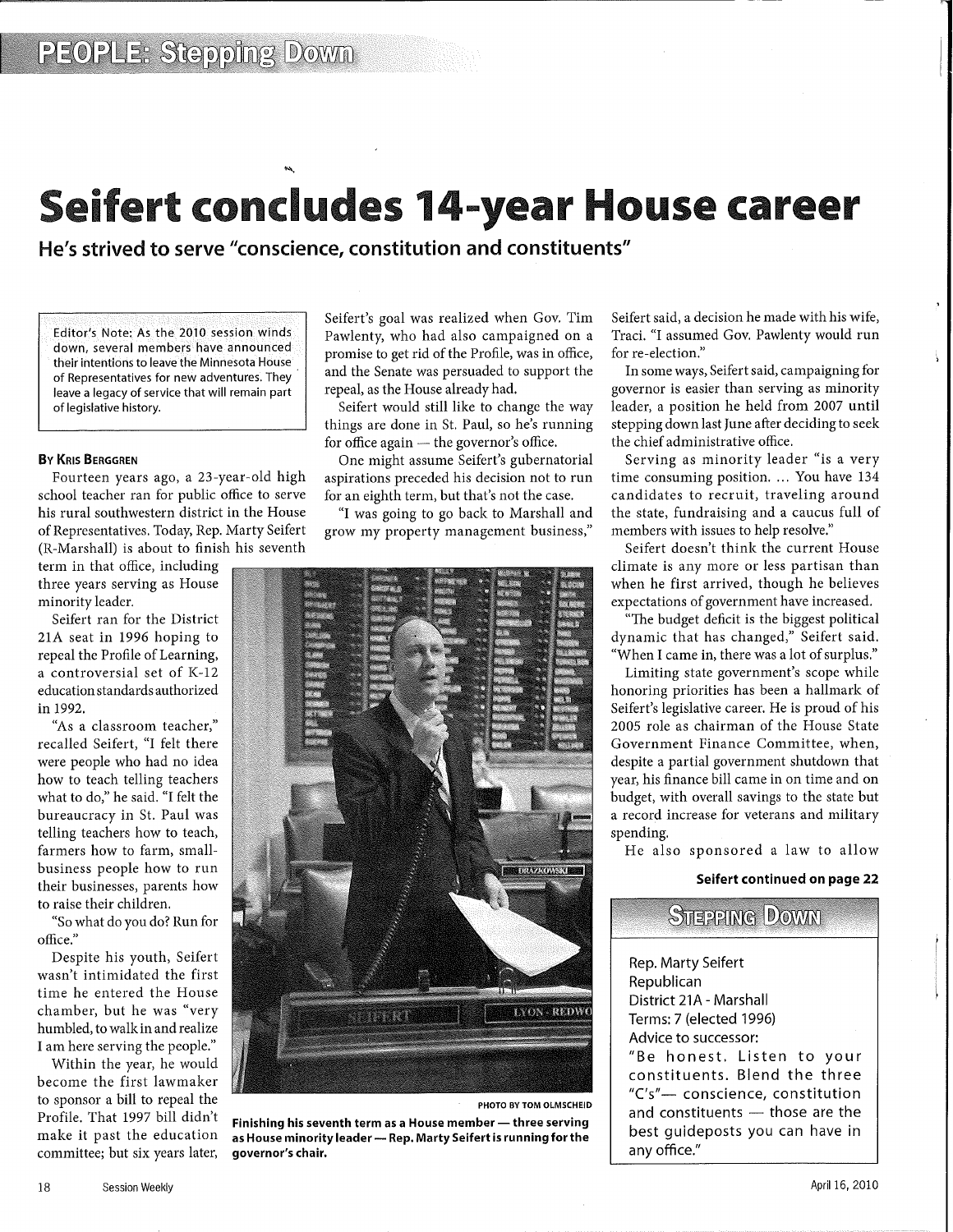PEOPLE: Stepping Down

# Seifert concludes 14-year House career

## He's strived to serve "conscience, constitution and constituents"

Editor's Note: As the 2010 session winds down, several members have announced their intentions to leave the Minnesota House of Representatives for new adventures. They leave a legacy of service that will remain part of legislative history.

**By Kris Berggren**

Fourteen years ago, a 23-year-old high school teacher ran for public office to serve his rural southwestern district in the House of Representatives. Today, Rep. Marty Seifert (R-Marshall) is about to finish his seventh term in that office, including three years serving as House minority leader.

Seifert ran for the District 21A seat in 1996 hoping to repeal the Profile of Learning, a controversial set of K-12 education standards authorized in 1992.

"As a classroom teacher," recalled Seifert, "I felt there were people who had no idea how to teach telling teachers what to do," he said. "I felt the bureaucracy in St. Paul was telling teachers how to teach, farmers how to farm, small-business people how to run their businesses, parents how to raise their children.

"So what do you do? Run for office."

Despite his youth, Seifert wasn't intimidated the first time he entered the House chamber, but he was "very humbled, to walk in and realize I am here serving the people."

Within the year, he would become the first lawmaker to sponsor a bill to repeal the Profile. That 1997 bill didn't make it past the education committee; but six years later, Seifert's goal was realized when Gov. Tim Pawlenty, who had also campaigned on a promise to get rid of the Profile, was in office, and the Senate was persuaded to support the repeal, as the House already had.

Seifert would still like to change the way things are done in St. Paul, so he's running for office again — the governor's office.

One might assume Seifert's gubernatorial aspirations preceded his decision not to run for an eighth term, but that's not the case.

"I was going to go back to Marshall and grow my property management business," Seifert said, a decision he made with his wife, Traci. "I assumed Gov. Pawlenty would run for re-election."

In some ways, Seifert said, campaigning for governor is easier than serving as minority leader, a position he held from 2007 until stepping down last June after deciding to seek the chief administrative office.

Serving as minority leader "is a very time consuming position. ... You have 134 candidates to recruit, traveling around the state, fundraising and a caucus full of members with issues to help resolve."

Seifert doesn't think the current House climate is any more or less partisan than when he first arrived, though he believes expectations of government have increased.

"The budget deficit is the biggest political dynamic that has changed," Seifert said. "When I came in, there was a lot of surplus."

Limiting state government's scope while honoring priorities has been a hallmark of Seifert's legislative career. He is proud of his 2005 role as chairman of the House State Government Finance Committee, when, despite a partial government shutdown that year, his finance bill came in on time and on budget, with overall savings to the state but a record increase for veterans and military spending.

He also sponsored a law to allow

**Seifert continued on page 22**

PHOTO BY TOM OLMSCHEID

**Finishing his seventh term as a House member — three serving as House minority leader — Rep. Marty Seifert is running for the governor's chair.**

### Stepping Down

Rep. Marty Seifert
Republican
District 21A - Marshall
Terms: 7 (elected 1996)
Advice to successor:
"Be honest. Listen to your constituents. Blend the three "C's"— conscience, constitution and constituents — those are the best guideposts you can have in any office."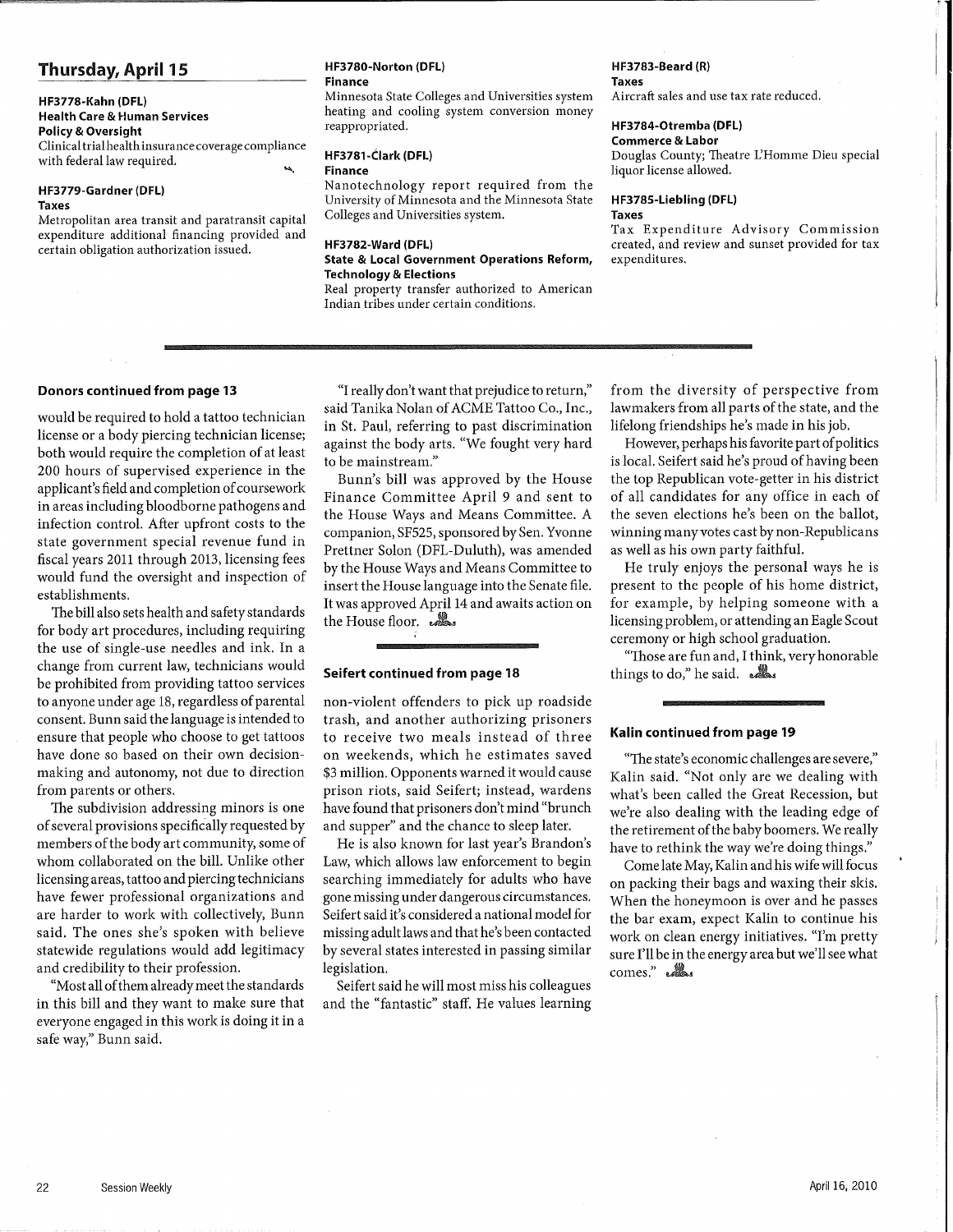## Thursday, April 15

**HF3778-Kahn (DFL)**
**Health Care & Human Services Policy & Oversight**
Clinical trial health insurance coverage compliance with federal law required.

**HF3779-Gardner (DFL)**
**Taxes**
Metropolitan area transit and paratransit capital expenditure additional financing provided and certain obligation authorization issued.

**HF3780-Norton (DFL)**
**Finance**
Minnesota State Colleges and Universities system heating and cooling system conversion money reappropriated.

**HF3781-Clark (DFL)**
**Finance**
Nanotechnology report required from the University of Minnesota and the Minnesota State Colleges and Universities system.

**HF3782-Ward (DFL)**
**State & Local Government Operations Reform, Technology & Elections**
Real property transfer authorized to American Indian tribes under certain conditions.

**HF3783-Beard (R)**
**Taxes**
Aircraft sales and use tax rate reduced.

**HF3784-Otremba (DFL)**
**Commerce & Labor**
Douglas County; Theatre L'Homme Dieu special liquor license allowed.

**HF3785-Liebling (DFL)**
**Taxes**
Tax Expenditure Advisory Commission created, and review and sunset provided for tax expenditures.

---

### Donors continued from page 13

would be required to hold a tattoo technician license or a body piercing technician license; both would require the completion of at least 200 hours of supervised experience in the applicant's field and completion of coursework in areas including bloodborne pathogens and infection control. After upfront costs to the state government special revenue fund in fiscal years 2011 through 2013, licensing fees would fund the oversight and inspection of establishments.

The bill also sets health and safety standards for body art procedures, including requiring the use of single-use needles and ink. In a change from current law, technicians would be prohibited from providing tattoo services to anyone under age 18, regardless of parental consent. Bunn said the language is intended to ensure that people who choose to get tattoos have done so based on their own decision-making and autonomy, not due to direction from parents or others.

The subdivision addressing minors is one of several provisions specifically requested by members of the body art community, some of whom collaborated on the bill. Unlike other licensing areas, tattoo and piercing technicians have fewer professional organizations and are harder to work with collectively, Bunn said. The ones she's spoken with believe statewide regulations would add legitimacy and credibility to their profession.

"Most all of them already meet the standards in this bill and they want to make sure that everyone engaged in this work is doing it in a safe way," Bunn said.

"I really don't want that prejudice to return," said Tanika Nolan of ACME Tattoo Co., Inc., in St. Paul, referring to past discrimination against the body arts. "We fought very hard to be mainstream."

Bunn's bill was approved by the House Finance Committee April 9 and sent to the House Ways and Means Committee. A companion, SF525, sponsored by Sen. Yvonne Prettner Solon (DFL-Duluth), was amended by the House Ways and Means Committee to insert the House language into the Senate file. It was approved April 14 and awaits action on the House floor.

### Seifert continued from page 18

non-violent offenders to pick up roadside trash, and another authorizing prisoners to receive two meals instead of three on weekends, which he estimates saved $3 million. Opponents warned it would cause prison riots, said Seifert; instead, wardens have found that prisoners don't mind "brunch and supper" and the chance to sleep later.

He is also known for last year's Brandon's Law, which allows law enforcement to begin searching immediately for adults who have gone missing under dangerous circumstances. Seifert said it's considered a national model for missing adult laws and that he's been contacted by several states interested in passing similar legislation.

Seifert said he will most miss his colleagues and the "fantastic" staff. He values learning from the diversity of perspective from lawmakers from all parts of the state, and the lifelong friendships he's made in his job.

However, perhaps his favorite part of politics is local. Seifert said he's proud of having been the top Republican vote-getter in his district of all candidates for any office in each of the seven elections he's been on the ballot, winning many votes cast by non-Republicans as well as his own party faithful.

He truly enjoys the personal ways he is present to the people of his home district, for example, by helping someone with a licensing problem, or attending an Eagle Scout ceremony or high school graduation.

"Those are fun and, I think, very honorable things to do," he said.

### Kalin continued from page 19

"The state's economic challenges are severe," Kalin said. "Not only are we dealing with what's been called the Great Recession, but we're also dealing with the leading edge of the retirement of the baby boomers. We really have to rethink the way we're doing things."

Come late May, Kalin and his wife will focus on packing their bags and waxing their skis. When the honeymoon is over and he passes the bar exam, expect Kalin to continue his work on clean energy initiatives. "I'm pretty sure I'll be in the energy area but we'll see what comes."